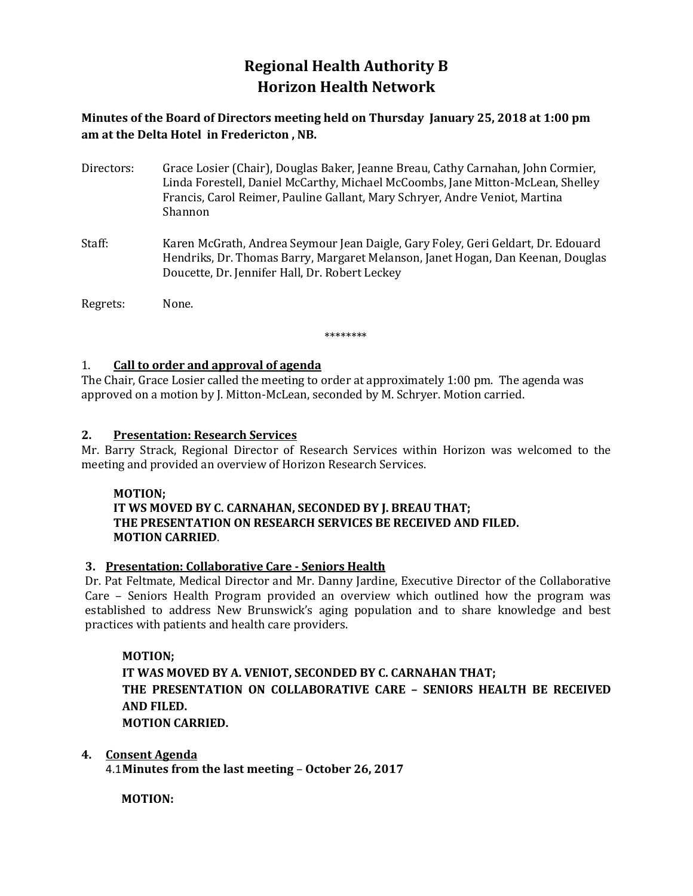# Regional Health Authority B
# Horizon Health Network

**Minutes of the Board of Directors meeting held on Thursday January 25, 2018 at 1:00 pm am at the Delta Hotel in Fredericton , NB.**

Directors: Grace Losier (Chair), Douglas Baker, Jeanne Breau, Cathy Carnahan, John Cormier, Linda Forestell, Daniel McCarthy, Michael McCoombs, Jane Mitton-McLean, Shelley Francis, Carol Reimer, Pauline Gallant, Mary Schryer, Andre Veniot, Martina Shannon

Staff: Karen McGrath, Andrea Seymour Jean Daigle, Gary Foley, Geri Geldart, Dr. Edouard Hendriks, Dr. Thomas Barry, Margaret Melanson, Janet Hogan, Dan Keenan, Douglas Doucette, Dr. Jennifer Hall, Dr. Robert Leckey

Regrets: None.

********

1. **Call to order and approval of agenda**

The Chair, Grace Losier called the meeting to order at approximately 1:00 pm. The agenda was approved on a motion by J. Mitton-McLean, seconded by M. Schryer. Motion carried.

2. **Presentation: Research Services**

Mr. Barry Strack, Regional Director of Research Services within Horizon was welcomed to the meeting and provided an overview of Horizon Research Services.

**MOTION;**
**IT WS MOVED BY C. CARNAHAN, SECONDED BY J. BREAU THAT;**
**THE PRESENTATION ON RESEARCH SERVICES BE RECEIVED AND FILED.**
**MOTION CARRIED**.

3. **Presentation: Collaborative Care - Seniors Health**

Dr. Pat Feltmate, Medical Director and Mr. Danny Jardine, Executive Director of the Collaborative Care – Seniors Health Program provided an overview which outlined how the program was established to address New Brunswick's aging population and to share knowledge and best practices with patients and health care providers.

**MOTION;**
**IT WAS MOVED BY A. VENIOT, SECONDED BY C. CARNAHAN THAT;**
**THE PRESENTATION ON COLLABORATIVE CARE – SENIORS HEALTH BE RECEIVED AND FILED.**
**MOTION CARRIED.**

4. **Consent Agenda**

4.1 **Minutes from the last meeting** – **October 26, 2017**

**MOTION:**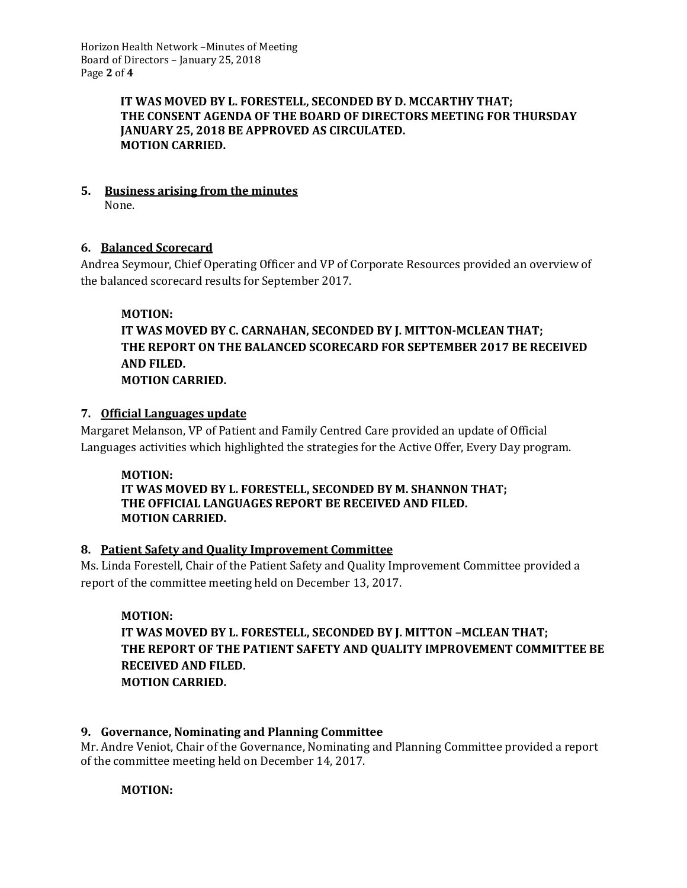**IT WAS MOVED BY L. FORESTELL, SECONDED BY D. MCCARTHY THAT;**
**THE CONSENT AGENDA OF THE BOARD OF DIRECTORS MEETING FOR THURSDAY JANUARY 25, 2018 BE APPROVED AS CIRCULATED.**
**MOTION CARRIED.**

## 5. Business arising from the minutes

None.

## 6. Balanced Scorecard

Andrea Seymour, Chief Operating Officer and VP of Corporate Resources provided an overview of the balanced scorecard results for September 2017.

**MOTION:**
**IT WAS MOVED BY C. CARNAHAN, SECONDED BY J. MITTON-MCLEAN THAT;**
**THE REPORT ON THE BALANCED SCORECARD FOR SEPTEMBER 2017 BE RECEIVED AND FILED.**
**MOTION CARRIED.**

## 7. Official Languages update

Margaret Melanson, VP of Patient and Family Centred Care provided an update of Official Languages activities which highlighted the strategies for the Active Offer, Every Day program.

**MOTION:**
**IT WAS MOVED BY L. FORESTELL, SECONDED BY M. SHANNON THAT;**
**THE OFFICIAL LANGUAGES REPORT BE RECEIVED AND FILED.**
**MOTION CARRIED.**

## 8. Patient Safety and Quality Improvement Committee

Ms. Linda Forestell, Chair of the Patient Safety and Quality Improvement Committee provided a report of the committee meeting held on December 13, 2017.

**MOTION:**
**IT WAS MOVED BY L. FORESTELL, SECONDED BY J. MITTON –MCLEAN THAT;**
**THE REPORT OF THE PATIENT SAFETY AND QUALITY IMPROVEMENT COMMITTEE BE RECEIVED AND FILED.**
**MOTION CARRIED.**

## 9. Governance, Nominating and Planning Committee

Mr. Andre Veniot, Chair of the Governance, Nominating and Planning Committee provided a report of the committee meeting held on December 14, 2017.

**MOTION:**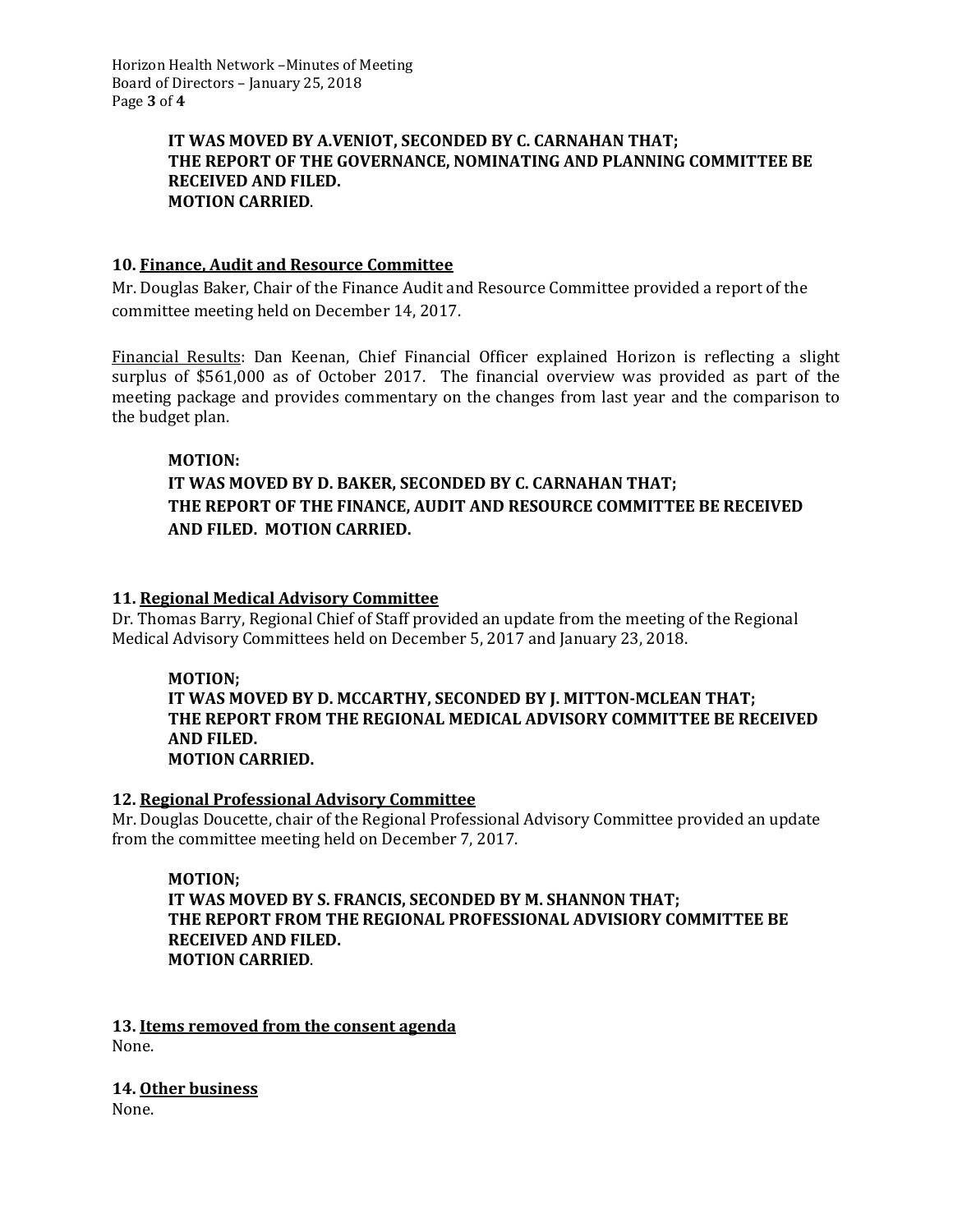**IT WAS MOVED BY A.VENIOT, SECONDED BY C. CARNAHAN THAT;**
**THE REPORT OF THE GOVERNANCE, NOMINATING AND PLANNING COMMITTEE BE RECEIVED AND FILED.**
**MOTION CARRIED**.

**10. <u>Finance, Audit and Resource Committee</u>**

Mr. Douglas Baker, Chair of the Finance Audit and Resource Committee provided a report of the committee meeting held on December 14, 2017.

<u>Financial Results</u>: Dan Keenan, Chief Financial Officer explained Horizon is reflecting a slight surplus of $561,000 as of October 2017. The financial overview was provided as part of the meeting package and provides commentary on the changes from last year and the comparison to the budget plan.

**MOTION:**
**IT WAS MOVED BY D. BAKER, SECONDED BY C. CARNAHAN THAT;**
**THE REPORT OF THE FINANCE, AUDIT AND RESOURCE COMMITTEE BE RECEIVED AND FILED. MOTION CARRIED.**

**11. <u>Regional Medical Advisory Committee</u>**

Dr. Thomas Barry, Regional Chief of Staff provided an update from the meeting of the Regional Medical Advisory Committees held on December 5, 2017 and January 23, 2018.

**MOTION;**
**IT WAS MOVED BY D. MCCARTHY, SECONDED BY J. MITTON-MCLEAN THAT;**
**THE REPORT FROM THE REGIONAL MEDICAL ADVISORY COMMITTEE BE RECEIVED AND FILED.**
**MOTION CARRIED.**

**12. <u>Regional Professional Advisory Committee</u>**

Mr. Douglas Doucette, chair of the Regional Professional Advisory Committee provided an update from the committee meeting held on December 7, 2017.

**MOTION;**
**IT WAS MOVED BY S. FRANCIS, SECONDED BY M. SHANNON THAT;**
**THE REPORT FROM THE REGIONAL PROFESSIONAL ADVISIORY COMMITTEE BE RECEIVED AND FILED.**
**MOTION CARRIED**.

**13. <u>Items removed from the consent agenda</u>**

None.

**14. <u>Other business</u>**

None.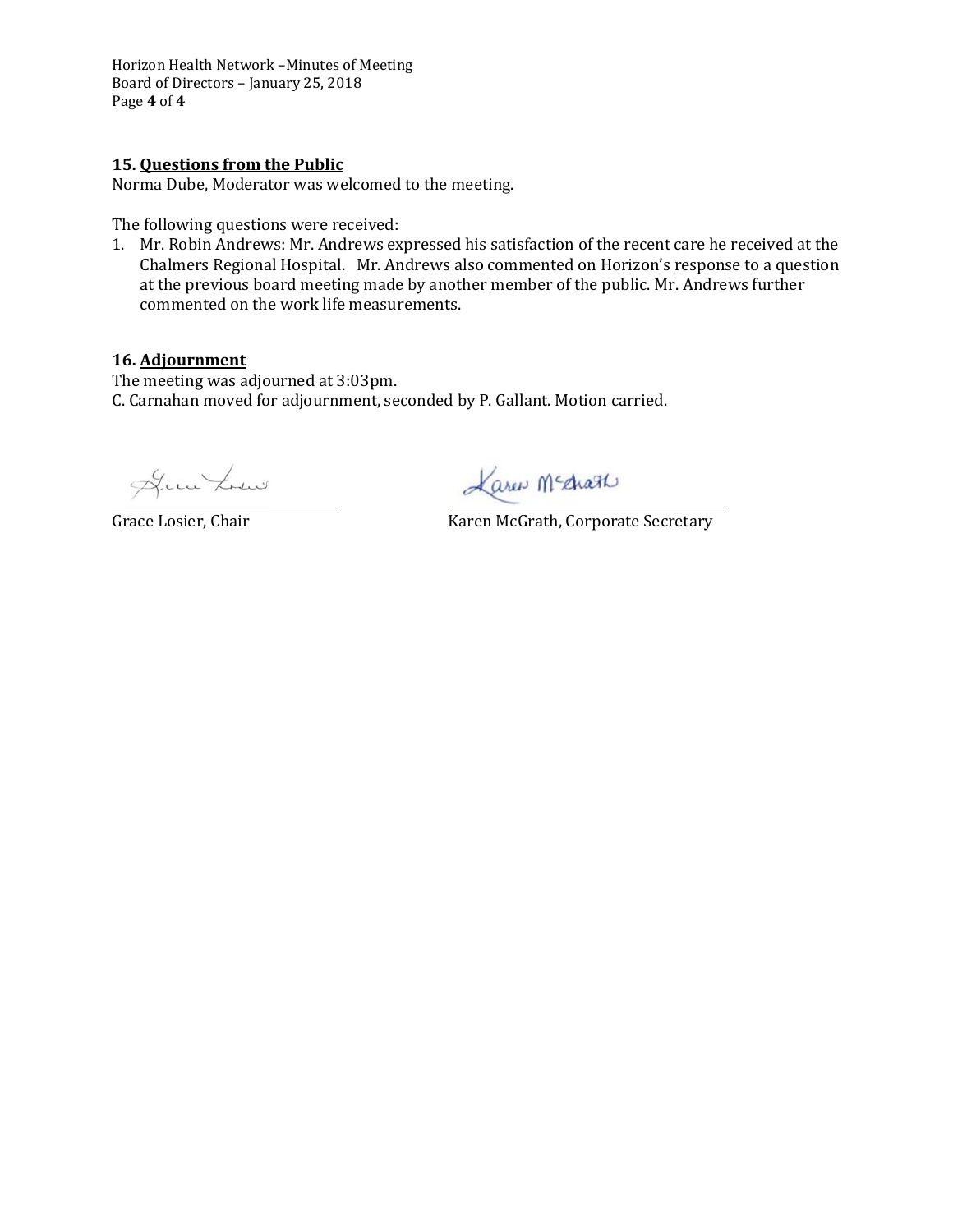### 15. Questions from the Public

Norma Dube, Moderator was welcomed to the meeting.

The following questions were received:

1. Mr. Robin Andrews: Mr. Andrews expressed his satisfaction of the recent care he received at the Chalmers Regional Hospital. Mr. Andrews also commented on Horizon's response to a question at the previous board meeting made by another member of the public. Mr. Andrews further commented on the work life measurements.

### 16. Adjournment

The meeting was adjourned at 3:03pm.
C. Carnahan moved for adjournment, seconded by P. Gallant. Motion carried.

Grace Losier, Chair

Karen McGrath, Corporate Secretary